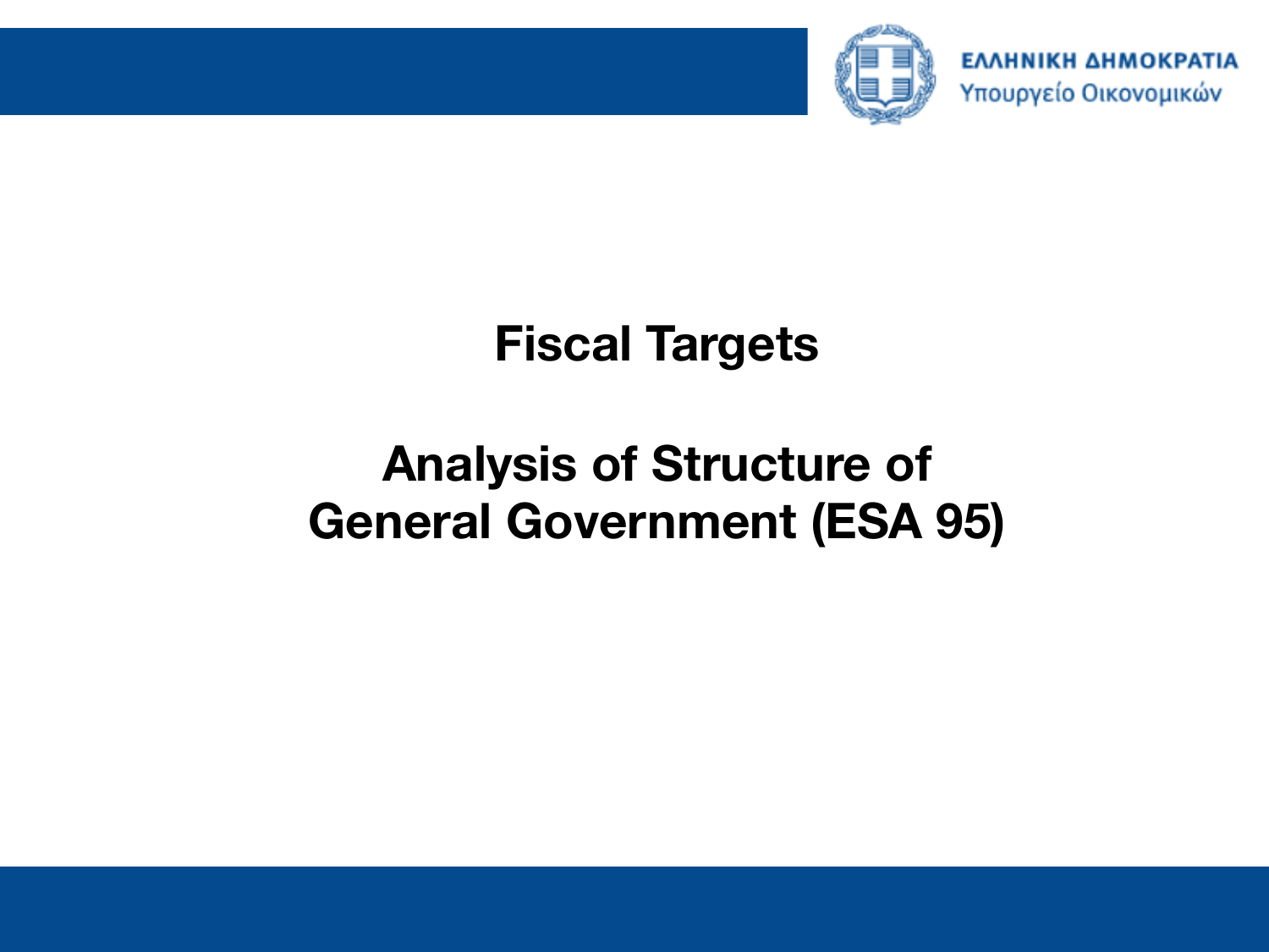ΕΛΛΗΝΙΚΗ ΔΗΜΟΚΡΑΤΙΑ
Υπουργείο Οικονομικών

# Fiscal Targets

# Analysis of Structure of General Government (ESA 95)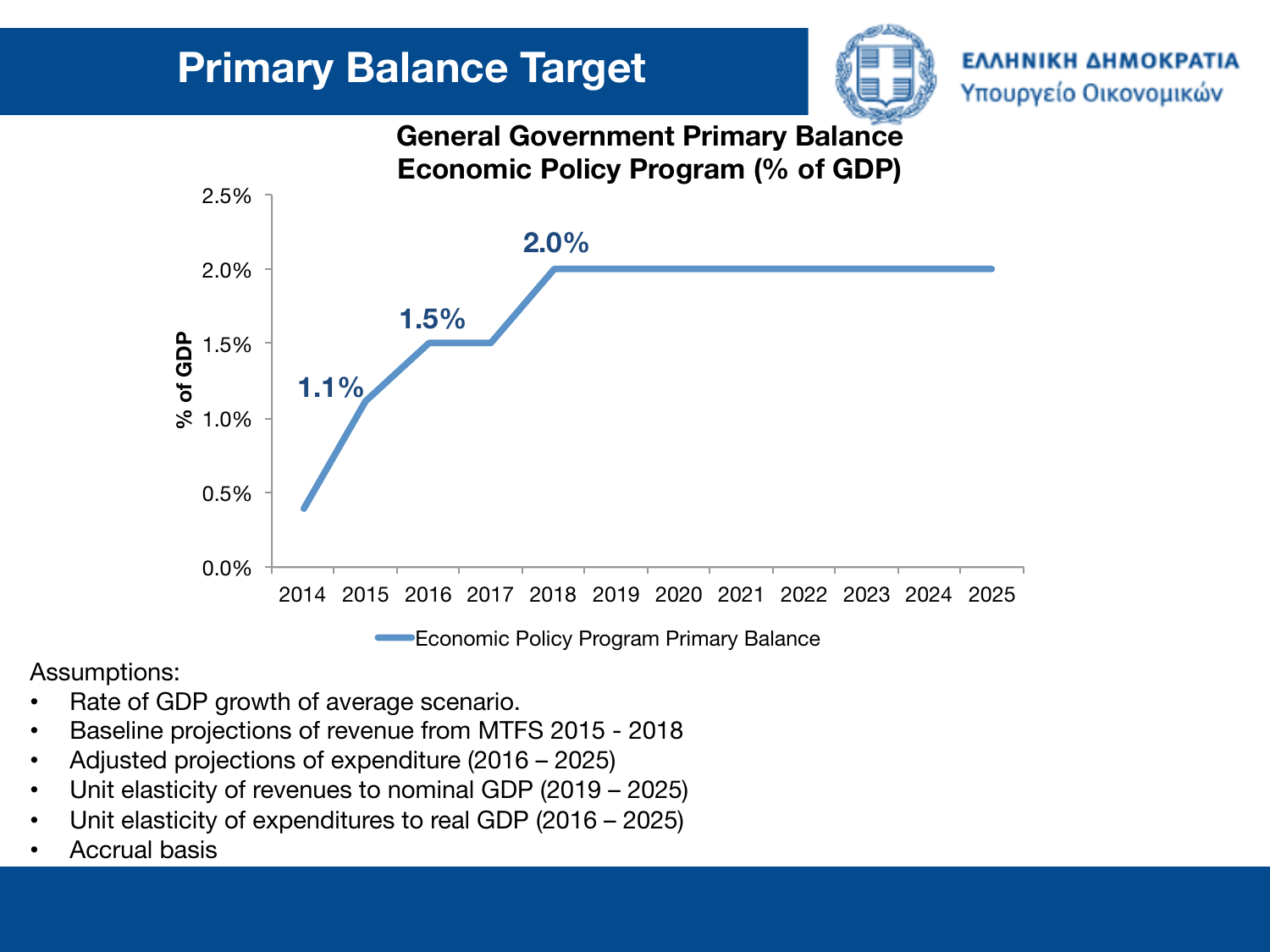# Primary Balance Target

ΕΛΛΗΝΙΚΗ ΔΗΜΟΚΡΑΤΙΑ
Υπουργείο Οικονομικών

**General Government Primary Balance Economic Policy Program (% of GDP)**

| Year | % of GDP |
|---|---|
| 2015 | 1.1% |
| 2016 | 1.5% |
| 2018 | 2.0% |

Economic Policy Program Primary Balance

Assumptions:

- Rate of GDP growth of average scenario.
- Baseline projections of revenue from MTFS 2015 - 2018
- Adjusted projections of expenditure (2016 – 2025)
- Unit elasticity of revenues to nominal GDP (2019 – 2025)
- Unit elasticity of expenditures to real GDP (2016 – 2025)
- Accrual basis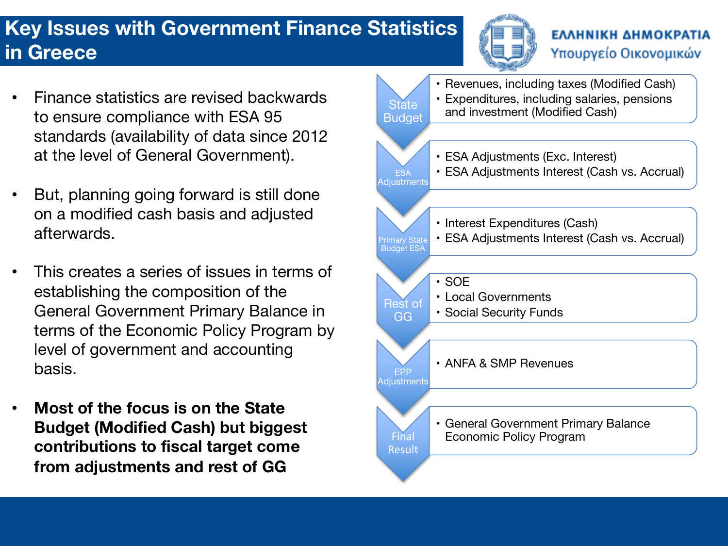# Key Issues with Government Finance Statistics in Greece

ΕΛΛΗΝΙΚΗ ΔΗΜΟΚΡΑΤΙΑ
Υπουργείο Οικονομικών

- Finance statistics are revised backwards to ensure compliance with ESA 95 standards (availability of data since 2012 at the level of General Government).
- But, planning going forward is still done on a modified cash basis and adjusted afterwards.
- This creates a series of issues in terms of establishing the composition of the General Government Primary Balance in terms of the Economic Policy Program by level of government and accounting basis.
- **Most of the focus is on the State Budget (Modified Cash) but biggest contributions to fiscal target come from adjustments and rest of GG**

**State Budget**
- Revenues, including taxes (Modified Cash)
- Expenditures, including salaries, pensions and investment (Modified Cash)

**ESA Adjustments**
- ESA Adjustments (Exc. Interest)
- ESA Adjustments Interest (Cash vs. Accrual)

**Primary State Budget ESA**
- Interest Expenditures (Cash)
- ESA Adjustments Interest (Cash vs. Accrual)

**Rest of GG**
- SOE
- Local Governments
- Social Security Funds

**EPP Adjustments**
- ANFA & SMP Revenues

**Final Result**
- General Government Primary Balance Economic Policy Program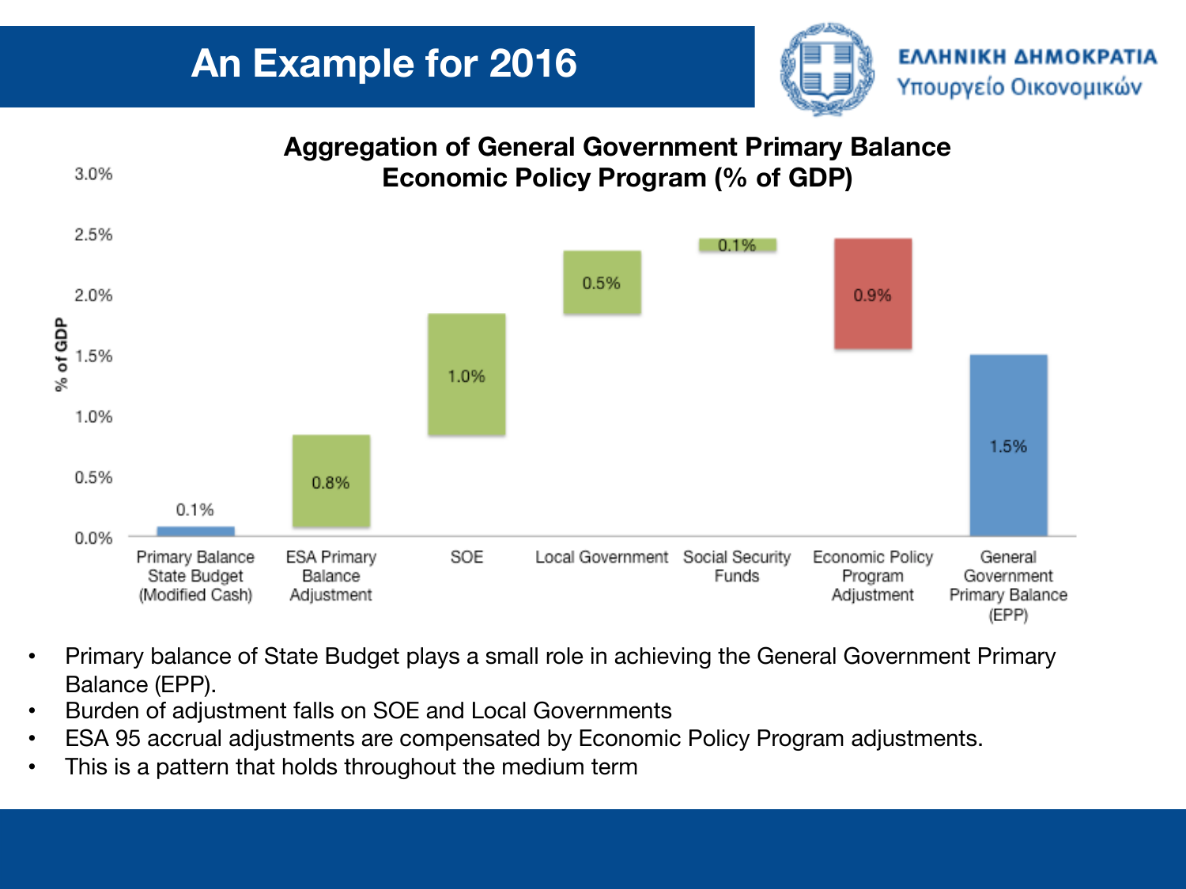# An Example for 2016

ΕΛΛΗΝΙΚΗ ΔΗΜΟΚΡΑΤΙΑ
Υπουργείο Οικονομικών

**Aggregation of General Government Primary Balance Economic Policy Program (% of GDP)**

| Component | % of GDP |
|---|---|
| Primary Balance State Budget (Modified Cash) | 0.1% |
| ESA Primary Balance Adjustment | 0.8% |
| SOE | 1.0% |
| Local Government | 0.5% |
| Social Security Funds | 0.1% |
| Economic Policy Program Adjustment | 0.9% |
| General Government Primary Balance (EPP) | 1.5% |

- Primary balance of State Budget plays a small role in achieving the General Government Primary Balance (EPP).
- Burden of adjustment falls on SOE and Local Governments
- ESA 95 accrual adjustments are compensated by Economic Policy Program adjustments.
- This is a pattern that holds throughout the medium term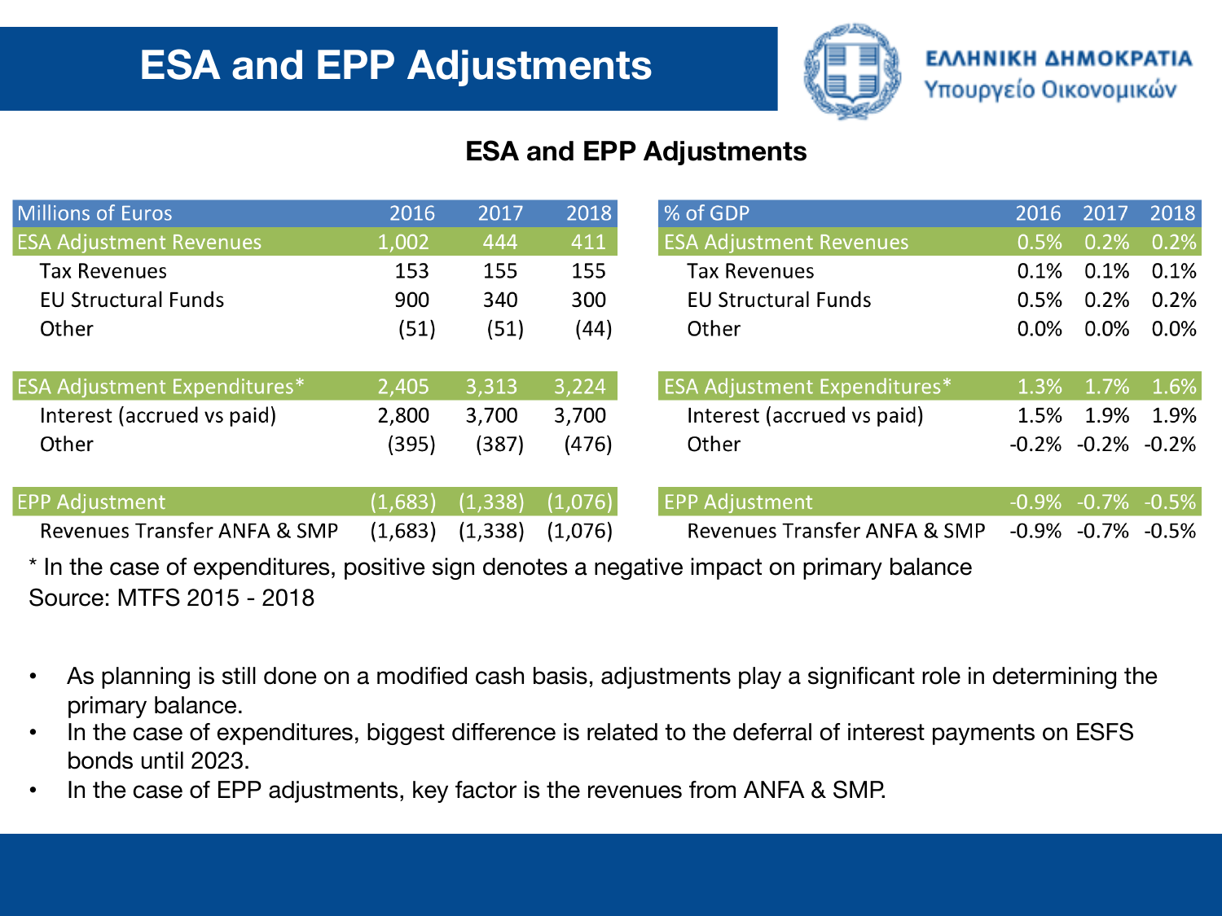# ESA and EPP Adjustments

ΕΛΛΗΝΙΚΗ ΔΗΜΟΚΡΑΤΙΑ
Υπουργείο Οικονομικών

## ESA and EPP Adjustments

| Millions of Euros | 2016 | 2017 | 2018 |
|---|---|---|---|
| **ESA Adjustment Revenues** | 1,002 | 444 | 411 |
| Tax Revenues | 153 | 155 | 155 |
| EU Structural Funds | 900 | 340 | 300 |
| Other | (51) | (51) | (44) |
| **ESA Adjustment Expenditures*** | 2,405 | 3,313 | 3,224 |
| Interest (accrued vs paid) | 2,800 | 3,700 | 3,700 |
| Other | (395) | (387) | (476) |
| **EPP Adjustment** | (1,683) | (1,338) | (1,076) |
| Revenues Transfer ANFA & SMP | (1,683) | (1,338) | (1,076) |

| % of GDP | 2016 | 2017 | 2018 |
|---|---|---|---|
| **ESA Adjustment Revenues** | 0.5% | 0.2% | 0.2% |
| Tax Revenues | 0.1% | 0.1% | 0.1% |
| EU Structural Funds | 0.5% | 0.2% | 0.2% |
| Other | 0.0% | 0.0% | 0.0% |
| **ESA Adjustment Expenditures*** | 1.3% | 1.7% | 1.6% |
| Interest (accrued vs paid) | 1.5% | 1.9% | 1.9% |
| Other | -0.2% | -0.2% | -0.2% |
| **EPP Adjustment** | -0.9% | -0.7% | -0.5% |
| Revenues Transfer ANFA & SMP | -0.9% | -0.7% | -0.5% |

* In the case of expenditures, positive sign denotes a negative impact on primary balance
Source: MTFS 2015 - 2018

- As planning is still done on a modified cash basis, adjustments play a significant role in determining the primary balance.
- In the case of expenditures, biggest difference is related to the deferral of interest payments on ESFS bonds until 2023.
- In the case of EPP adjustments, key factor is the revenues from ANFA & SMP.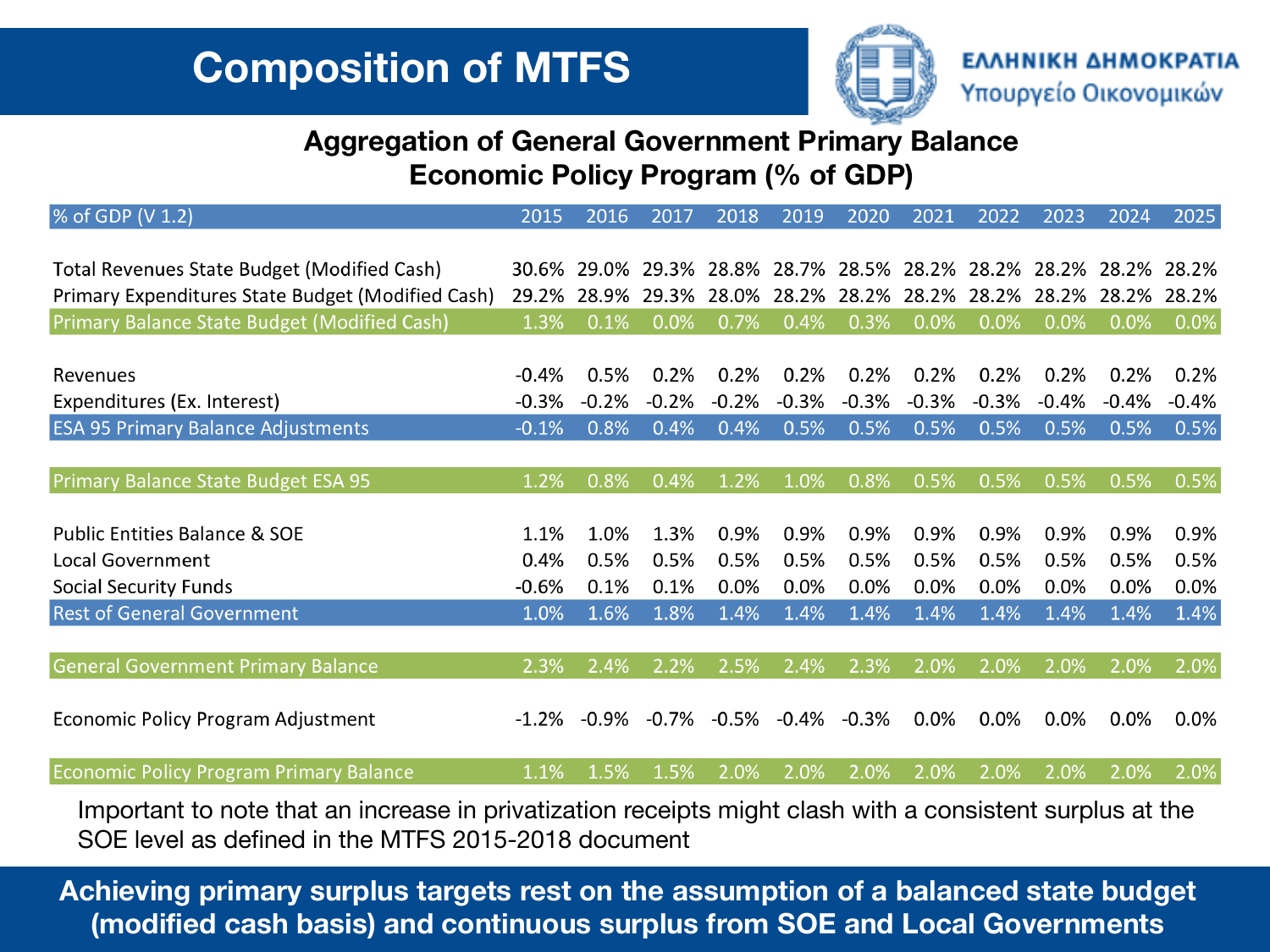# Composition of MTFS

ΕΛΛΗΝΙΚΗ ΔΗΜΟΚΡΑΤΙΑ
Υπουργείο Οικονομικών

## Aggregation of General Government Primary Balance Economic Policy Program (% of GDP)

| % of GDP (V 1.2) | 2015 | 2016 | 2017 | 2018 | 2019 | 2020 | 2021 | 2022 | 2023 | 2024 | 2025 |
|---|---|---|---|---|---|---|---|---|---|---|---|
| Total Revenues State Budget (Modified Cash) | 30.6% | 29.0% | 29.3% | 28.8% | 28.7% | 28.5% | 28.2% | 28.2% | 28.2% | 28.2% | 28.2% |
| Primary Expenditures State Budget (Modified Cash) | 29.2% | 28.9% | 29.3% | 28.0% | 28.2% | 28.2% | 28.2% | 28.2% | 28.2% | 28.2% | 28.2% |
| Primary Balance State Budget (Modified Cash) | 1.3% | 0.1% | 0.0% | 0.7% | 0.4% | 0.3% | 0.0% | 0.0% | 0.0% | 0.0% | 0.0% |
| Revenues | -0.4% | 0.5% | 0.2% | 0.2% | 0.2% | 0.2% | 0.2% | 0.2% | 0.2% | 0.2% | 0.2% |
| Expenditures (Ex. Interest) | -0.3% | -0.2% | -0.2% | -0.2% | -0.3% | -0.3% | -0.3% | -0.3% | -0.4% | -0.4% | -0.4% |
| ESA 95 Primary Balance Adjustments | -0.1% | 0.8% | 0.4% | 0.4% | 0.5% | 0.5% | 0.5% | 0.5% | 0.5% | 0.5% | 0.5% |
| Primary Balance State Budget ESA 95 | 1.2% | 0.8% | 0.4% | 1.2% | 1.0% | 0.8% | 0.5% | 0.5% | 0.5% | 0.5% | 0.5% |
| Public Entities Balance & SOE | 1.1% | 1.0% | 1.3% | 0.9% | 0.9% | 0.9% | 0.9% | 0.9% | 0.9% | 0.9% | 0.9% |
| Local Government | 0.4% | 0.5% | 0.5% | 0.5% | 0.5% | 0.5% | 0.5% | 0.5% | 0.5% | 0.5% | 0.5% |
| Social Security Funds | -0.6% | 0.1% | 0.1% | 0.0% | 0.0% | 0.0% | 0.0% | 0.0% | 0.0% | 0.0% | 0.0% |
| Rest of General Government | 1.0% | 1.6% | 1.8% | 1.4% | 1.4% | 1.4% | 1.4% | 1.4% | 1.4% | 1.4% | 1.4% |
| General Government Primary Balance | 2.3% | 2.4% | 2.2% | 2.5% | 2.4% | 2.3% | 2.0% | 2.0% | 2.0% | 2.0% | 2.0% |
| Economic Policy Program Adjustment | -1.2% | -0.9% | -0.7% | -0.5% | -0.4% | -0.3% | 0.0% | 0.0% | 0.0% | 0.0% | 0.0% |
| Economic Policy Program Primary Balance | 1.1% | 1.5% | 1.5% | 2.0% | 2.0% | 2.0% | 2.0% | 2.0% | 2.0% | 2.0% | 2.0% |

Important to note that an increase in privatization receipts might clash with a consistent surplus at the SOE level as defined in the MTFS 2015-2018 document

**Achieving primary surplus targets rest on the assumption of a balanced state budget (modified cash basis) and continuous surplus from SOE and Local Governments**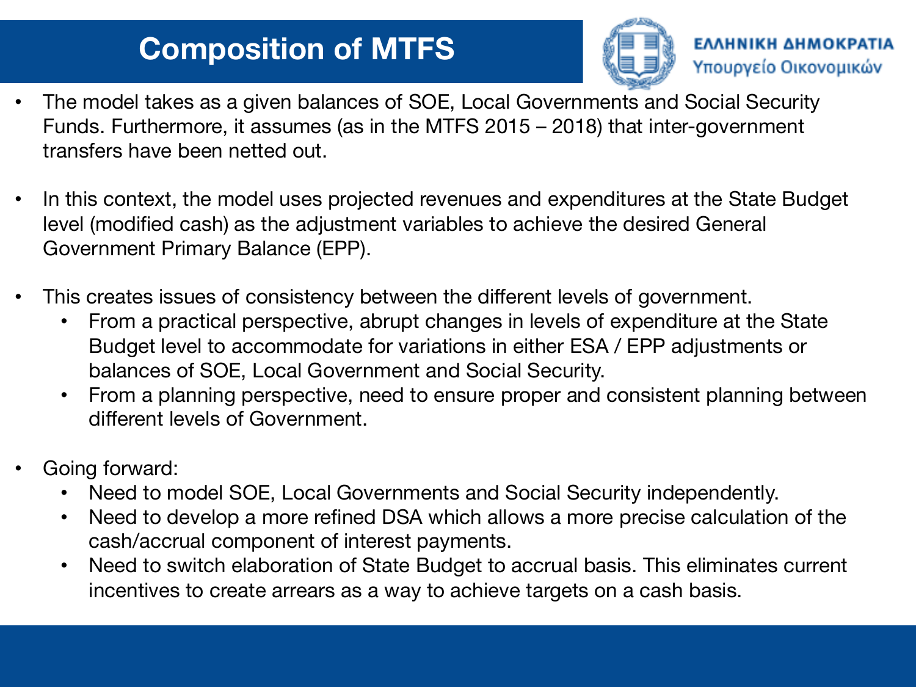# Composition of MTFS

ΕΛΛΗΝΙΚΗ ΔΗΜΟΚΡΑΤΙΑ
Υπουργείο Οικονομικών

- The model takes as a given balances of SOE, Local Governments and Social Security Funds. Furthermore, it assumes (as in the MTFS 2015 – 2018) that inter-government transfers have been netted out.
- In this context, the model uses projected revenues and expenditures at the State Budget level (modified cash) as the adjustment variables to achieve the desired General Government Primary Balance (EPP).
- This creates issues of consistency between the different levels of government.
    - From a practical perspective, abrupt changes in levels of expenditure at the State Budget level to accommodate for variations in either ESA / EPP adjustments or balances of SOE, Local Government and Social Security.
    - From a planning perspective, need to ensure proper and consistent planning between different levels of Government.
- Going forward:
    - Need to model SOE, Local Governments and Social Security independently.
    - Need to develop a more refined DSA which allows a more precise calculation of the cash/accrual component of interest payments.
    - Need to switch elaboration of State Budget to accrual basis. This eliminates current incentives to create arrears as a way to achieve targets on a cash basis.